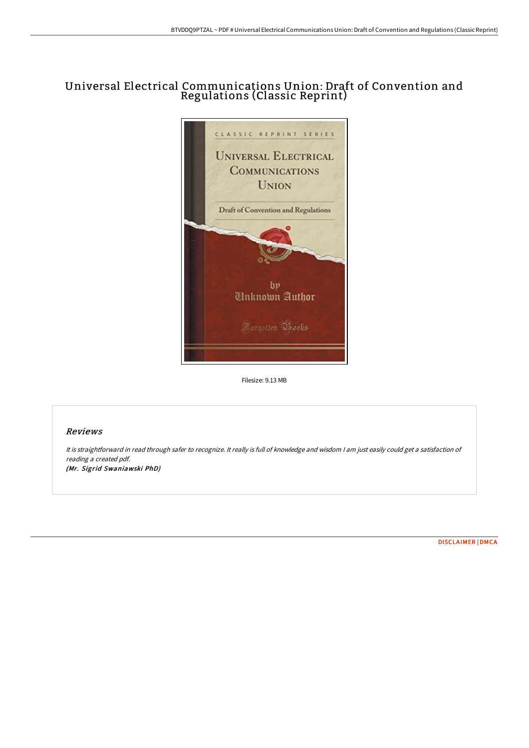# Universal Electrical Communications Union: Draft of Convention and Regulations (Classic Reprint)

Filesize: 9.13 MB

## Reviews

*It is straightforward in read through safer to recognize. It really is full of knowledge and wisdom I am just easily could get a satisfaction of reading a created pdf.*

***(Mr. Sigrid Swaniawski PhD)***

DISCLAIMER | DMCA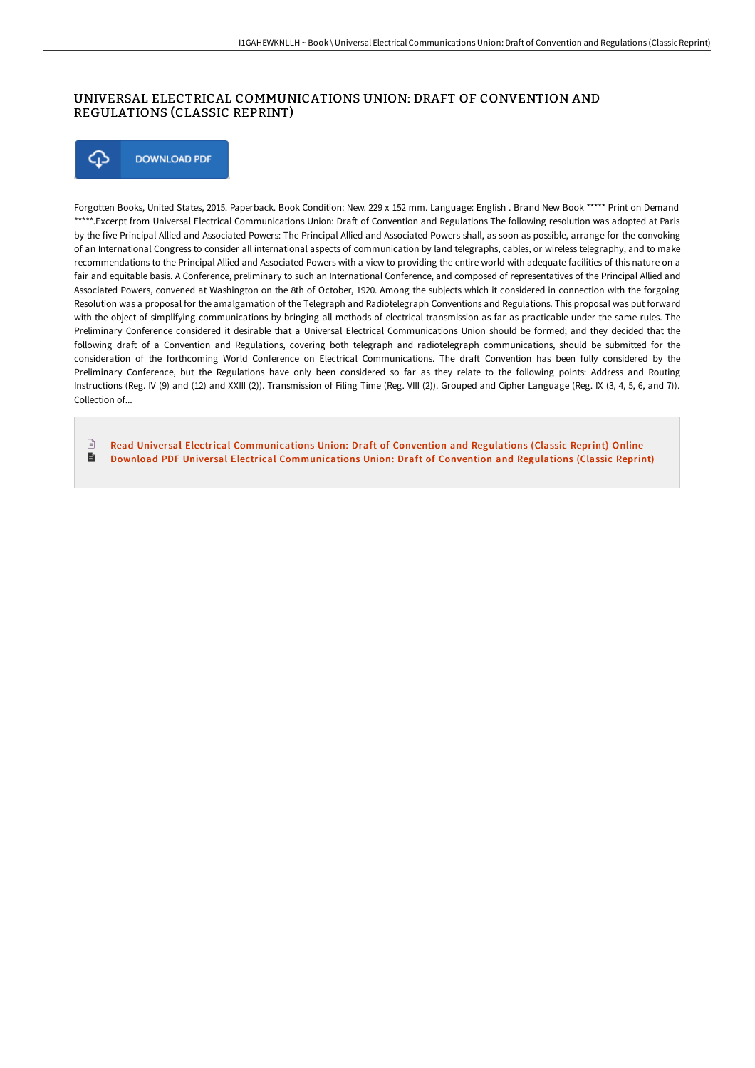# UNIVERSAL ELECTRICAL COMMUNICATIONS UNION: DRAFT OF CONVENTION AND REGULATIONS (CLASSIC REPRINT)

DOWNLOAD PDF

Forgotten Books, United States, 2015. Paperback. Book Condition: New. 229 x 152 mm. Language: English . Brand New Book ***** Print on Demand *****.Excerpt from Universal Electrical Communications Union: Draft of Convention and Regulations The following resolution was adopted at Paris by the five Principal Allied and Associated Powers: The Principal Allied and Associated Powers shall, as soon as possible, arrange for the convoking of an International Congress to consider all international aspects of communication by land telegraphs, cables, or wireless telegraphy, and to make recommendations to the Principal Allied and Associated Powers with a view to providing the entire world with adequate facilities of this nature on a fair and equitable basis. A Conference, preliminary to such an International Conference, and composed of representatives of the Principal Allied and Associated Powers, convened at Washington on the 8th of October, 1920. Among the subjects which it considered in connection with the forgoing Resolution was a proposal for the amalgamation of the Telegraph and Radiotelegraph Conventions and Regulations. This proposal was put forward with the object of simplifying communications by bringing all methods of electrical transmission as far as practicable under the same rules. The Preliminary Conference considered it desirable that a Universal Electrical Communications Union should be formed; and they decided that the following draft of a Convention and Regulations, covering both telegraph and radiotelegraph communications, should be submitted for the consideration of the forthcoming World Conference on Electrical Communications. The draft Convention has been fully considered by the Preliminary Conference, but the Regulations have only been considered so far as they relate to the following points: Address and Routing Instructions (Reg. IV (9) and (12) and XXIII (2)). Transmission of Filing Time (Reg. VIII (2)). Grouped and Cipher Language (Reg. IX (3, 4, 5, 6, and 7)). Collection of...

- Read Universal Electrical Communications Union: Draft of Convention and Regulations (Classic Reprint) Online
- Download PDF Universal Electrical Communications Union: Draft of Convention and Regulations (Classic Reprint)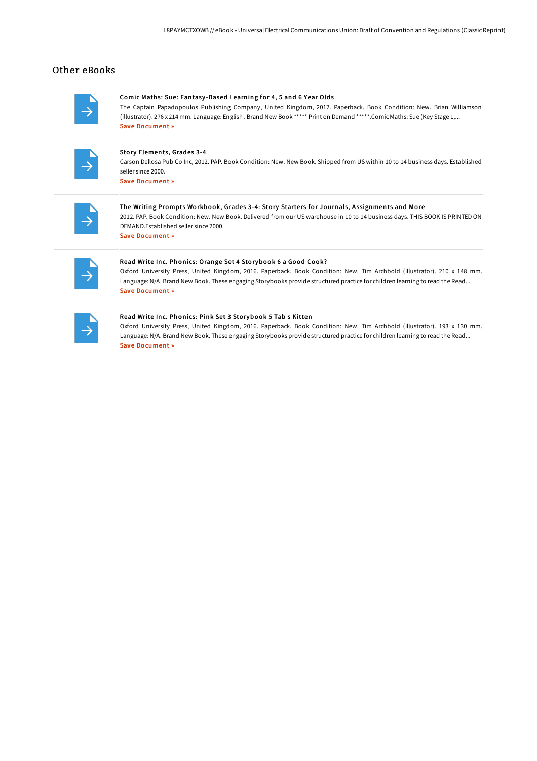## Other eBooks

### Comic Maths: Sue: Fantasy-Based Learning for 4, 5 and 6 Year Olds

The Captain Papadopoulos Publishing Company, United Kingdom, 2012. Paperback. Book Condition: New. Brian Williamson (illustrator). 276 x 214 mm. Language: English . Brand New Book ***** Print on Demand *****.Comic Maths: Sue (Key Stage 1,...

Save Document »

### Story Elements, Grades 3-4

Carson Dellosa Pub Co Inc, 2012. PAP. Book Condition: New. New Book. Shipped from US within 10 to 14 business days. Established seller since 2000.

Save Document »

### The Writing Prompts Workbook, Grades 3-4: Story Starters for Journals, Assignments and More

2012. PAP. Book Condition: New. New Book. Delivered from our US warehouse in 10 to 14 business days. THIS BOOK IS PRINTED ON DEMAND.Established seller since 2000.

Save Document »

### Read Write Inc. Phonics: Orange Set 4 Storybook 6 a Good Cook?

Oxford University Press, United Kingdom, 2016. Paperback. Book Condition: New. Tim Archbold (illustrator). 210 x 148 mm. Language: N/A. Brand New Book. These engaging Storybooks provide structured practice for children learning to read the Read...

Save Document »

### Read Write Inc. Phonics: Pink Set 3 Storybook 5 Tab s Kitten

Oxford University Press, United Kingdom, 2016. Paperback. Book Condition: New. Tim Archbold (illustrator). 193 x 130 mm. Language: N/A. Brand New Book. These engaging Storybooks provide structured practice for children learning to read the Read...

Save Document »